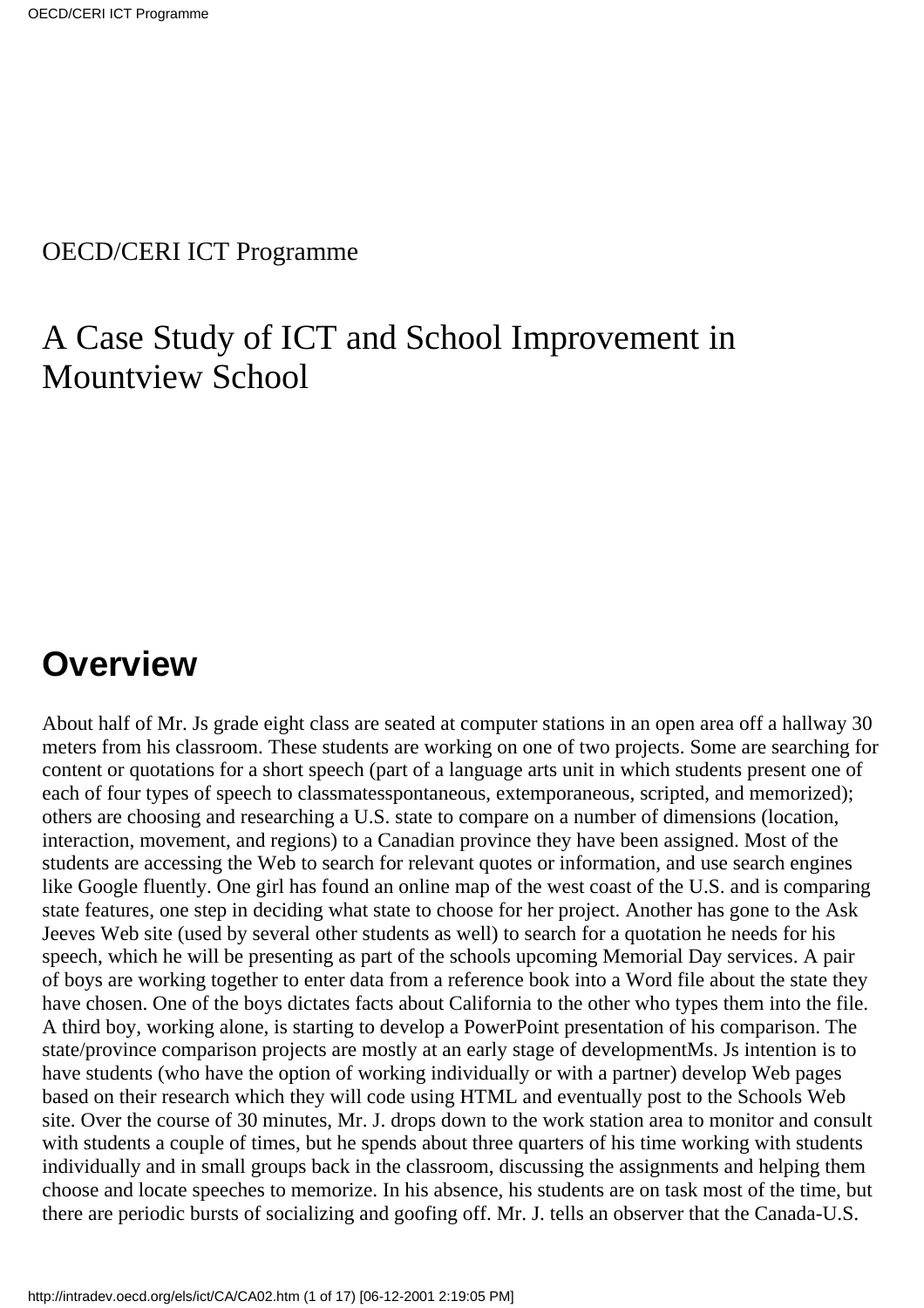OECD/CERI ICT Programme

# A Case Study of ICT and School Improvement in Mountview School

## Overview

About half of Mr. Js grade eight class are seated at computer stations in an open area off a hallway 30 meters from his classroom. These students are working on one of two projects. Some are searching for content or quotations for a short speech (part of a language arts unit in which students present one of each of four types of speech to classmatesspontaneous, extemporaneous, scripted, and memorized); others are choosing and researching a U.S. state to compare on a number of dimensions (location, interaction, movement, and regions) to a Canadian province they have been assigned. Most of the students are accessing the Web to search for relevant quotes or information, and use search engines like Google fluently. One girl has found an online map of the west coast of the U.S. and is comparing state features, one step in deciding what state to choose for her project. Another has gone to the Ask Jeeves Web site (used by several other students as well) to search for a quotation he needs for his speech, which he will be presenting as part of the schools upcoming Memorial Day services. A pair of boys are working together to enter data from a reference book into a Word file about the state they have chosen. One of the boys dictates facts about California to the other who types them into the file. A third boy, working alone, is starting to develop a PowerPoint presentation of his comparison. The state/province comparison projects are mostly at an early stage of developmentMs. Js intention is to have students (who have the option of working individually or with a partner) develop Web pages based on their research which they will code using HTML and eventually post to the Schools Web site. Over the course of 30 minutes, Mr. J. drops down to the work station area to monitor and consult with students a couple of times, but he spends about three quarters of his time working with students individually and in small groups back in the classroom, discussing the assignments and helping them choose and locate speeches to memorize. In his absence, his students are on task most of the time, but there are periodic bursts of socializing and goofing off. Mr. J. tells an observer that the Canada-U.S.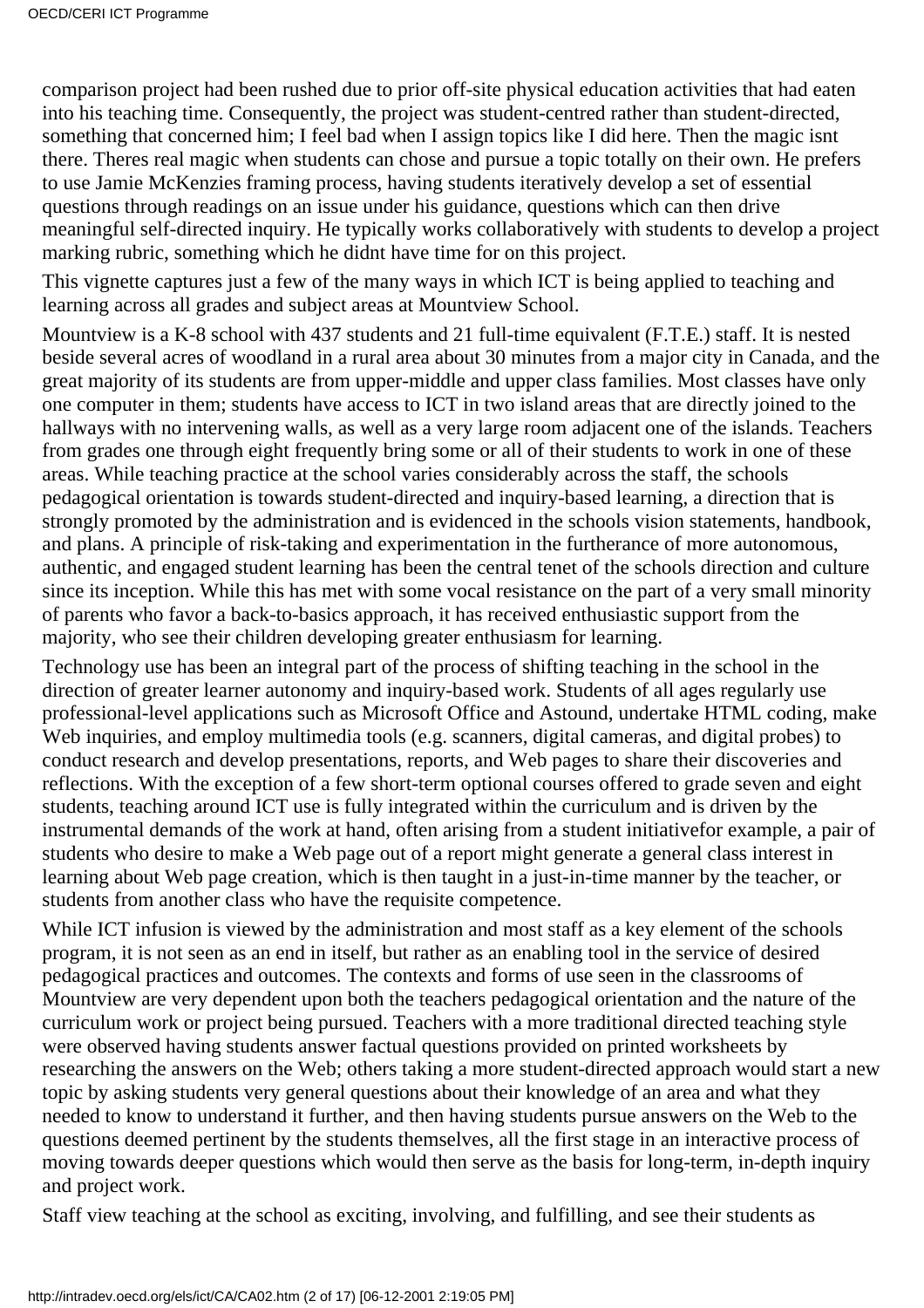comparison project had been rushed due to prior off-site physical education activities that had eaten into his teaching time. Consequently, the project was student-centred rather than student-directed, something that concerned him; I feel bad when I assign topics like I did here. Then the magic isnt there. Theres real magic when students can chose and pursue a topic totally on their own. He prefers to use Jamie McKenzies framing process, having students iteratively develop a set of essential questions through readings on an issue under his guidance, questions which can then drive meaningful self-directed inquiry. He typically works collaboratively with students to develop a project marking rubric, something which he didnt have time for on this project.

This vignette captures just a few of the many ways in which ICT is being applied to teaching and learning across all grades and subject areas at Mountview School.

Mountview is a K-8 school with 437 students and 21 full-time equivalent (F.T.E.) staff. It is nested beside several acres of woodland in a rural area about 30 minutes from a major city in Canada, and the great majority of its students are from upper-middle and upper class families. Most classes have only one computer in them; students have access to ICT in two island areas that are directly joined to the hallways with no intervening walls, as well as a very large room adjacent one of the islands. Teachers from grades one through eight frequently bring some or all of their students to work in one of these areas. While teaching practice at the school varies considerably across the staff, the schools pedagogical orientation is towards student-directed and inquiry-based learning, a direction that is strongly promoted by the administration and is evidenced in the schools vision statements, handbook, and plans. A principle of risk-taking and experimentation in the furtherance of more autonomous, authentic, and engaged student learning has been the central tenet of the schools direction and culture since its inception. While this has met with some vocal resistance on the part of a very small minority of parents who favor a back-to-basics approach, it has received enthusiastic support from the majority, who see their children developing greater enthusiasm for learning.

Technology use has been an integral part of the process of shifting teaching in the school in the direction of greater learner autonomy and inquiry-based work. Students of all ages regularly use professional-level applications such as Microsoft Office and Astound, undertake HTML coding, make Web inquiries, and employ multimedia tools (e.g. scanners, digital cameras, and digital probes) to conduct research and develop presentations, reports, and Web pages to share their discoveries and reflections. With the exception of a few short-term optional courses offered to grade seven and eight students, teaching around ICT use is fully integrated within the curriculum and is driven by the instrumental demands of the work at hand, often arising from a student initiativefor example, a pair of students who desire to make a Web page out of a report might generate a general class interest in learning about Web page creation, which is then taught in a just-in-time manner by the teacher, or students from another class who have the requisite competence.

While ICT infusion is viewed by the administration and most staff as a key element of the schools program, it is not seen as an end in itself, but rather as an enabling tool in the service of desired pedagogical practices and outcomes. The contexts and forms of use seen in the classrooms of Mountview are very dependent upon both the teachers pedagogical orientation and the nature of the curriculum work or project being pursued. Teachers with a more traditional directed teaching style were observed having students answer factual questions provided on printed worksheets by researching the answers on the Web; others taking a more student-directed approach would start a new topic by asking students very general questions about their knowledge of an area and what they needed to know to understand it further, and then having students pursue answers on the Web to the questions deemed pertinent by the students themselves, all the first stage in an interactive process of moving towards deeper questions which would then serve as the basis for long-term, in-depth inquiry and project work.

Staff view teaching at the school as exciting, involving, and fulfilling, and see their students as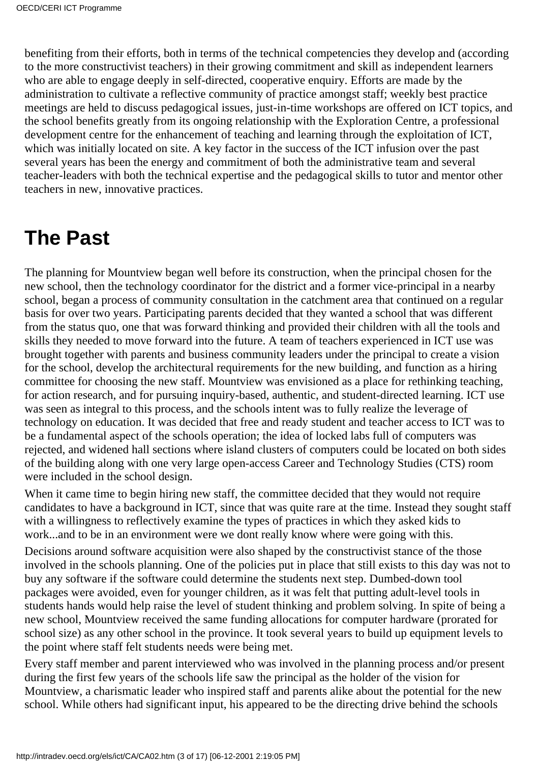benefiting from their efforts, both in terms of the technical competencies they develop and (according to the more constructivist teachers) in their growing commitment and skill as independent learners who are able to engage deeply in self-directed, cooperative enquiry. Efforts are made by the administration to cultivate a reflective community of practice amongst staff; weekly best practice meetings are held to discuss pedagogical issues, just-in-time workshops are offered on ICT topics, and the school benefits greatly from its ongoing relationship with the Exploration Centre, a professional development centre for the enhancement of teaching and learning through the exploitation of ICT, which was initially located on site. A key factor in the success of the ICT infusion over the past several years has been the energy and commitment of both the administrative team and several teacher-leaders with both the technical expertise and the pedagogical skills to tutor and mentor other teachers in new, innovative practices.

# The Past

The planning for Mountview began well before its construction, when the principal chosen for the new school, then the technology coordinator for the district and a former vice-principal in a nearby school, began a process of community consultation in the catchment area that continued on a regular basis for over two years. Participating parents decided that they wanted a school that was different from the status quo, one that was forward thinking and provided their children with all the tools and skills they needed to move forward into the future. A team of teachers experienced in ICT use was brought together with parents and business community leaders under the principal to create a vision for the school, develop the architectural requirements for the new building, and function as a hiring committee for choosing the new staff. Mountview was envisioned as a place for rethinking teaching, for action research, and for pursuing inquiry-based, authentic, and student-directed learning. ICT use was seen as integral to this process, and the schools intent was to fully realize the leverage of technology on education. It was decided that free and ready student and teacher access to ICT was to be a fundamental aspect of the schools operation; the idea of locked labs full of computers was rejected, and widened hall sections where island clusters of computers could be located on both sides of the building along with one very large open-access Career and Technology Studies (CTS) room were included in the school design.

When it came time to begin hiring new staff, the committee decided that they would not require candidates to have a background in ICT, since that was quite rare at the time. Instead they sought staff with a willingness to reflectively examine the types of practices in which they asked kids to work...and to be in an environment were we dont really know where were going with this.

Decisions around software acquisition were also shaped by the constructivist stance of the those involved in the schools planning. One of the policies put in place that still exists to this day was not to buy any software if the software could determine the students next step. Dumbed-down tool packages were avoided, even for younger children, as it was felt that putting adult-level tools in students hands would help raise the level of student thinking and problem solving. In spite of being a new school, Mountview received the same funding allocations for computer hardware (prorated for school size) as any other school in the province. It took several years to build up equipment levels to the point where staff felt students needs were being met.

Every staff member and parent interviewed who was involved in the planning process and/or present during the first few years of the schools life saw the principal as the holder of the vision for Mountview, a charismatic leader who inspired staff and parents alike about the potential for the new school. While others had significant input, his appeared to be the directing drive behind the schools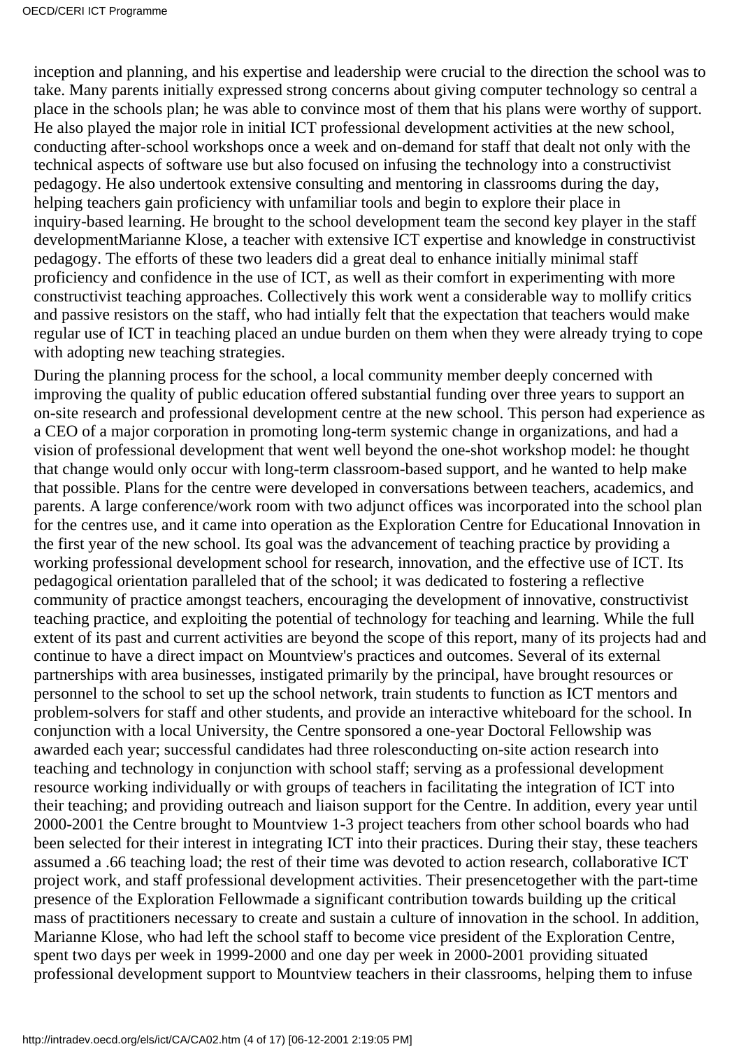inception and planning, and his expertise and leadership were crucial to the direction the school was to take. Many parents initially expressed strong concerns about giving computer technology so central a place in the schools plan; he was able to convince most of them that his plans were worthy of support. He also played the major role in initial ICT professional development activities at the new school, conducting after-school workshops once a week and on-demand for staff that dealt not only with the technical aspects of software use but also focused on infusing the technology into a constructivist pedagogy. He also undertook extensive consulting and mentoring in classrooms during the day, helping teachers gain proficiency with unfamiliar tools and begin to explore their place in inquiry-based learning. He brought to the school development team the second key player in the staff developmentMarianne Klose, a teacher with extensive ICT expertise and knowledge in constructivist pedagogy. The efforts of these two leaders did a great deal to enhance initially minimal staff proficiency and confidence in the use of ICT, as well as their comfort in experimenting with more constructivist teaching approaches. Collectively this work went a considerable way to mollify critics and passive resistors on the staff, who had intially felt that the expectation that teachers would make regular use of ICT in teaching placed an undue burden on them when they were already trying to cope with adopting new teaching strategies.

During the planning process for the school, a local community member deeply concerned with improving the quality of public education offered substantial funding over three years to support an on-site research and professional development centre at the new school. This person had experience as a CEO of a major corporation in promoting long-term systemic change in organizations, and had a vision of professional development that went well beyond the one-shot workshop model: he thought that change would only occur with long-term classroom-based support, and he wanted to help make that possible. Plans for the centre were developed in conversations between teachers, academics, and parents. A large conference/work room with two adjunct offices was incorporated into the school plan for the centres use, and it came into operation as the Exploration Centre for Educational Innovation in the first year of the new school. Its goal was the advancement of teaching practice by providing a working professional development school for research, innovation, and the effective use of ICT. Its pedagogical orientation paralleled that of the school; it was dedicated to fostering a reflective community of practice amongst teachers, encouraging the development of innovative, constructivist teaching practice, and exploiting the potential of technology for teaching and learning. While the full extent of its past and current activities are beyond the scope of this report, many of its projects had and continue to have a direct impact on Mountview's practices and outcomes. Several of its external partnerships with area businesses, instigated primarily by the principal, have brought resources or personnel to the school to set up the school network, train students to function as ICT mentors and problem-solvers for staff and other students, and provide an interactive whiteboard for the school. In conjunction with a local University, the Centre sponsored a one-year Doctoral Fellowship was awarded each year; successful candidates had three rolesconducting on-site action research into teaching and technology in conjunction with school staff; serving as a professional development resource working individually or with groups of teachers in facilitating the integration of ICT into their teaching; and providing outreach and liaison support for the Centre. In addition, every year until 2000-2001 the Centre brought to Mountview 1-3 project teachers from other school boards who had been selected for their interest in integrating ICT into their practices. During their stay, these teachers assumed a .66 teaching load; the rest of their time was devoted to action research, collaborative ICT project work, and staff professional development activities. Their presencetogether with the part-time presence of the Exploration Fellowmade a significant contribution towards building up the critical mass of practitioners necessary to create and sustain a culture of innovation in the school. In addition, Marianne Klose, who had left the school staff to become vice president of the Exploration Centre, spent two days per week in 1999-2000 and one day per week in 2000-2001 providing situated professional development support to Mountview teachers in their classrooms, helping them to infuse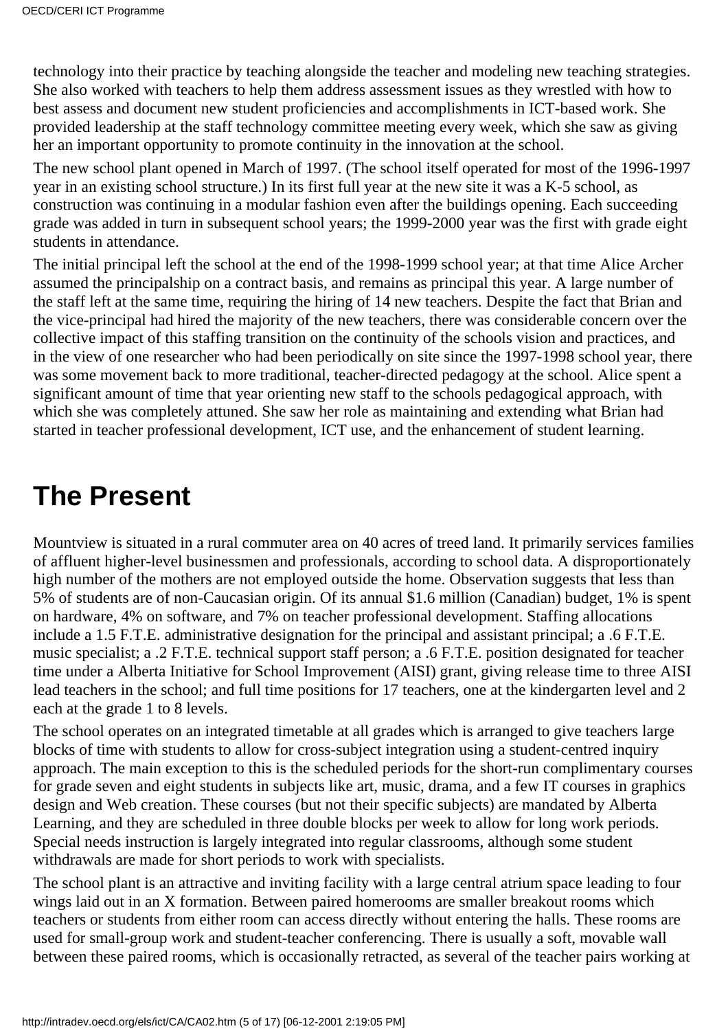technology into their practice by teaching alongside the teacher and modeling new teaching strategies. She also worked with teachers to help them address assessment issues as they wrestled with how to best assess and document new student proficiencies and accomplishments in ICT-based work. She provided leadership at the staff technology committee meeting every week, which she saw as giving her an important opportunity to promote continuity in the innovation at the school.

The new school plant opened in March of 1997. (The school itself operated for most of the 1996-1997 year in an existing school structure.) In its first full year at the new site it was a K-5 school, as construction was continuing in a modular fashion even after the buildings opening. Each succeeding grade was added in turn in subsequent school years; the 1999-2000 year was the first with grade eight students in attendance.

The initial principal left the school at the end of the 1998-1999 school year; at that time Alice Archer assumed the principalship on a contract basis, and remains as principal this year. A large number of the staff left at the same time, requiring the hiring of 14 new teachers. Despite the fact that Brian and the vice-principal had hired the majority of the new teachers, there was considerable concern over the collective impact of this staffing transition on the continuity of the schools vision and practices, and in the view of one researcher who had been periodically on site since the 1997-1998 school year, there was some movement back to more traditional, teacher-directed pedagogy at the school. Alice spent a significant amount of time that year orienting new staff to the schools pedagogical approach, with which she was completely attuned. She saw her role as maintaining and extending what Brian had started in teacher professional development, ICT use, and the enhancement of student learning.

# The Present

Mountview is situated in a rural commuter area on 40 acres of treed land. It primarily services families of affluent higher-level businessmen and professionals, according to school data. A disproportionately high number of the mothers are not employed outside the home. Observation suggests that less than 5% of students are of non-Caucasian origin. Of its annual $1.6 million (Canadian) budget, 1% is spent on hardware, 4% on software, and 7% on teacher professional development. Staffing allocations include a 1.5 F.T.E. administrative designation for the principal and assistant principal; a .6 F.T.E. music specialist; a .2 F.T.E. technical support staff person; a .6 F.T.E. position designated for teacher time under a Alberta Initiative for School Improvement (AISI) grant, giving release time to three AISI lead teachers in the school; and full time positions for 17 teachers, one at the kindergarten level and 2 each at the grade 1 to 8 levels.

The school operates on an integrated timetable at all grades which is arranged to give teachers large blocks of time with students to allow for cross-subject integration using a student-centred inquiry approach. The main exception to this is the scheduled periods for the short-run complimentary courses for grade seven and eight students in subjects like art, music, drama, and a few IT courses in graphics design and Web creation. These courses (but not their specific subjects) are mandated by Alberta Learning, and they are scheduled in three double blocks per week to allow for long work periods. Special needs instruction is largely integrated into regular classrooms, although some student withdrawals are made for short periods to work with specialists.

The school plant is an attractive and inviting facility with a large central atrium space leading to four wings laid out in an X formation. Between paired homerooms are smaller breakout rooms which teachers or students from either room can access directly without entering the halls. These rooms are used for small-group work and student-teacher conferencing. There is usually a soft, movable wall between these paired rooms, which is occasionally retracted, as several of the teacher pairs working at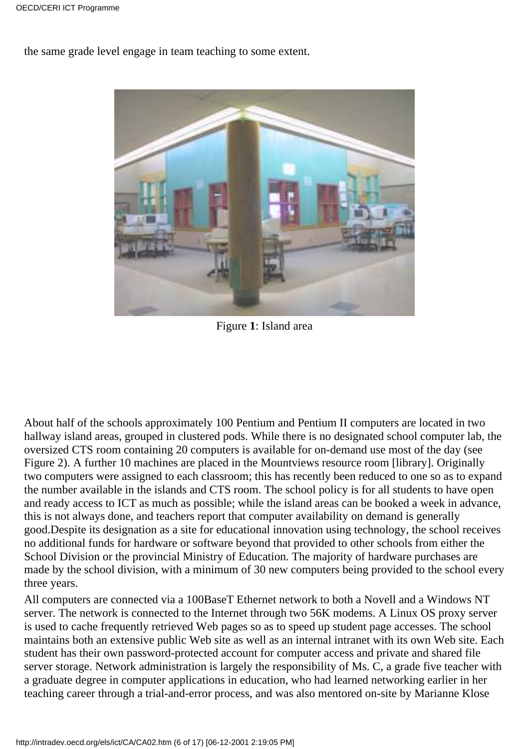the same grade level engage in team teaching to some extent.

Figure **1**: Island area

About half of the schools approximately 100 Pentium and Pentium II computers are located in two hallway island areas, grouped in clustered pods. While there is no designated school computer lab, the oversized CTS room containing 20 computers is available for on-demand use most of the day (see Figure 2). A further 10 machines are placed in the Mountviews resource room [library]. Originally two computers were assigned to each classroom; this has recently been reduced to one so as to expand the number available in the islands and CTS room. The school policy is for all students to have open and ready access to ICT as much as possible; while the island areas can be booked a week in advance, this is not always done, and teachers report that computer availability on demand is generally good.Despite its designation as a site for educational innovation using technology, the school receives no additional funds for hardware or software beyond that provided to other schools from either the School Division or the provincial Ministry of Education. The majority of hardware purchases are made by the school division, with a minimum of 30 new computers being provided to the school every three years.

All computers are connected via a 100BaseT Ethernet network to both a Novell and a Windows NT server. The network is connected to the Internet through two 56K modems. A Linux OS proxy server is used to cache frequently retrieved Web pages so as to speed up student page accesses. The school maintains both an extensive public Web site as well as an internal intranet with its own Web site. Each student has their own password-protected account for computer access and private and shared file server storage. Network administration is largely the responsibility of Ms. C, a grade five teacher with a graduate degree in computer applications in education, who had learned networking earlier in her teaching career through a trial-and-error process, and was also mentored on-site by Marianne Klose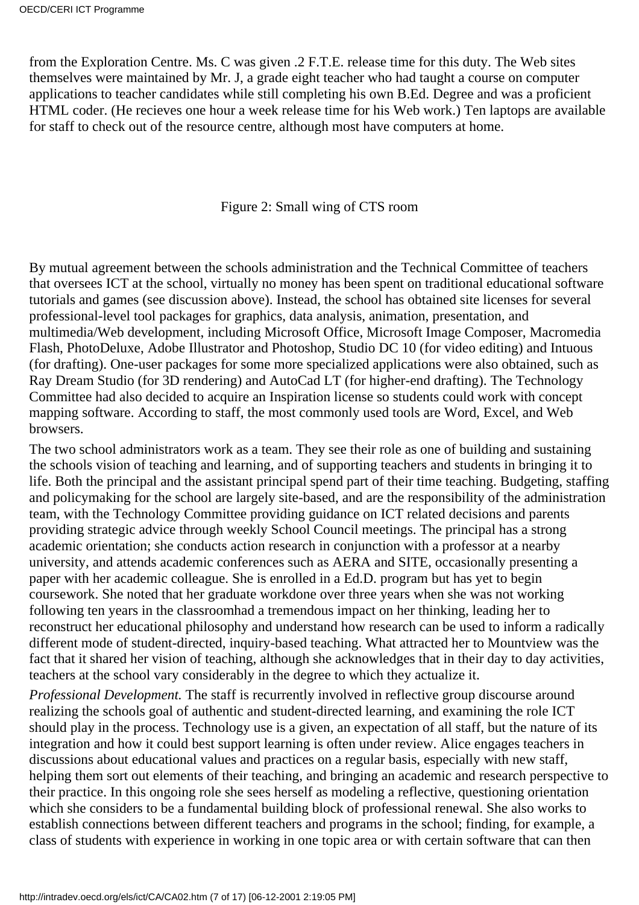from the Exploration Centre. Ms. C was given .2 F.T.E. release time for this duty. The Web sites themselves were maintained by Mr. J, a grade eight teacher who had taught a course on computer applications to teacher candidates while still completing his own B.Ed. Degree and was a proficient HTML coder. (He recieves one hour a week release time for his Web work.) Ten laptops are available for staff to check out of the resource centre, although most have computers at home.

Figure 2: Small wing of CTS room

By mutual agreement between the schools administration and the Technical Committee of teachers that oversees ICT at the school, virtually no money has been spent on traditional educational software tutorials and games (see discussion above). Instead, the school has obtained site licenses for several professional-level tool packages for graphics, data analysis, animation, presentation, and multimedia/Web development, including Microsoft Office, Microsoft Image Composer, Macromedia Flash, PhotoDeluxe, Adobe Illustrator and Photoshop, Studio DC 10 (for video editing) and Intuous (for drafting). One-user packages for some more specialized applications were also obtained, such as Ray Dream Studio (for 3D rendering) and AutoCad LT (for higher-end drafting). The Technology Committee had also decided to acquire an Inspiration license so students could work with concept mapping software. According to staff, the most commonly used tools are Word, Excel, and Web browsers.

The two school administrators work as a team. They see their role as one of building and sustaining the schools vision of teaching and learning, and of supporting teachers and students in bringing it to life. Both the principal and the assistant principal spend part of their time teaching. Budgeting, staffing and policymaking for the school are largely site-based, and are the responsibility of the administration team, with the Technology Committee providing guidance on ICT related decisions and parents providing strategic advice through weekly School Council meetings. The principal has a strong academic orientation; she conducts action research in conjunction with a professor at a nearby university, and attends academic conferences such as AERA and SITE, occasionally presenting a paper with her academic colleague. She is enrolled in a Ed.D. program but has yet to begin coursework. She noted that her graduate workdone over three years when she was not working following ten years in the classroomhad a tremendous impact on her thinking, leading her to reconstruct her educational philosophy and understand how research can be used to inform a radically different mode of student-directed, inquiry-based teaching. What attracted her to Mountview was the fact that it shared her vision of teaching, although she acknowledges that in their day to day activities, teachers at the school vary considerably in the degree to which they actualize it.

*Professional Development.* The staff is recurrently involved in reflective group discourse around realizing the schools goal of authentic and student-directed learning, and examining the role ICT should play in the process. Technology use is a given, an expectation of all staff, but the nature of its integration and how it could best support learning is often under review. Alice engages teachers in discussions about educational values and practices on a regular basis, especially with new staff, helping them sort out elements of their teaching, and bringing an academic and research perspective to their practice. In this ongoing role she sees herself as modeling a reflective, questioning orientation which she considers to be a fundamental building block of professional renewal. She also works to establish connections between different teachers and programs in the school; finding, for example, a class of students with experience in working in one topic area or with certain software that can then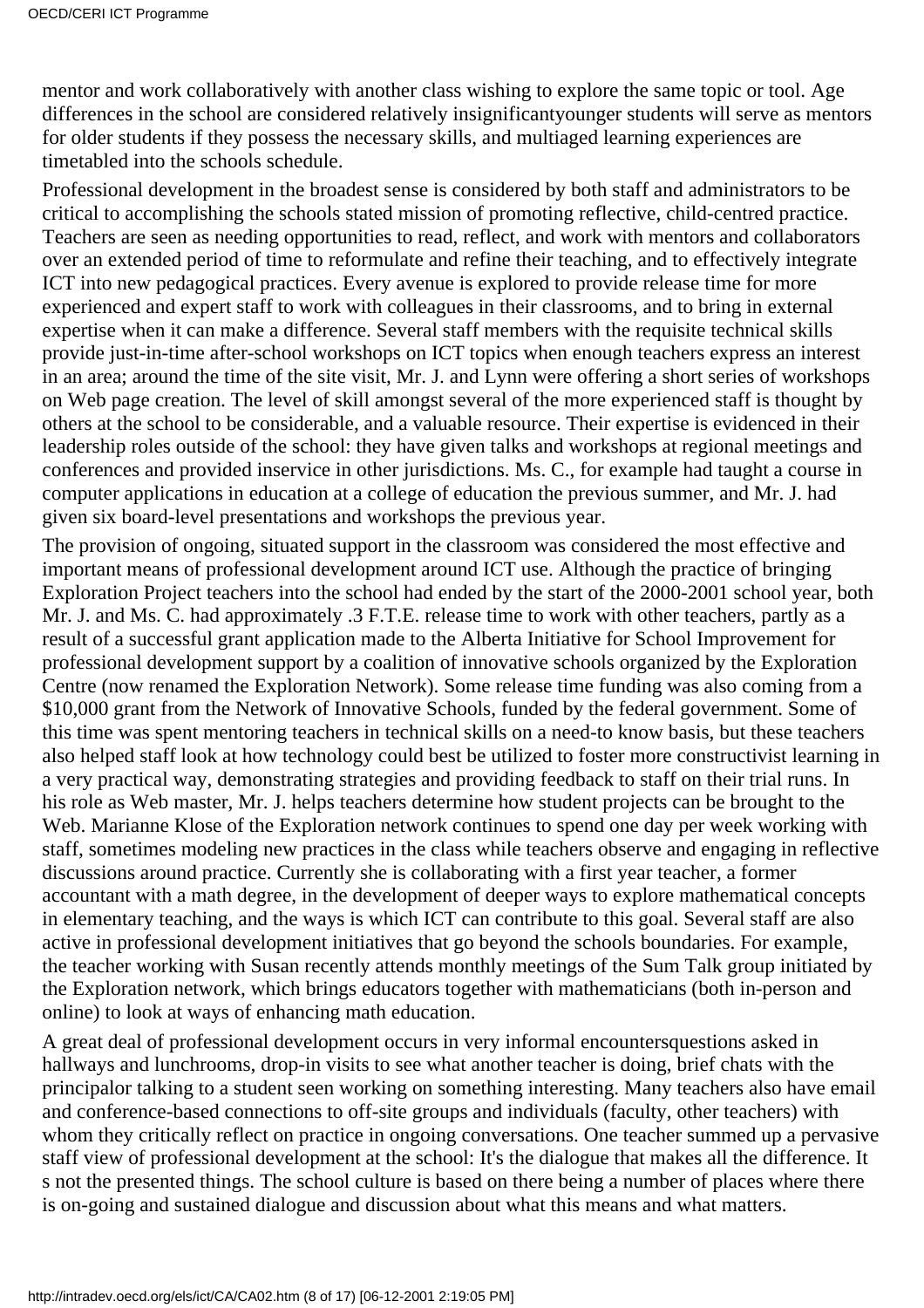mentor and work collaboratively with another class wishing to explore the same topic or tool. Age differences in the school are considered relatively insignificantyounger students will serve as mentors for older students if they possess the necessary skills, and multiaged learning experiences are timetabled into the schools schedule.

Professional development in the broadest sense is considered by both staff and administrators to be critical to accomplishing the schools stated mission of promoting reflective, child-centred practice. Teachers are seen as needing opportunities to read, reflect, and work with mentors and collaborators over an extended period of time to reformulate and refine their teaching, and to effectively integrate ICT into new pedagogical practices. Every avenue is explored to provide release time for more experienced and expert staff to work with colleagues in their classrooms, and to bring in external expertise when it can make a difference. Several staff members with the requisite technical skills provide just-in-time after-school workshops on ICT topics when enough teachers express an interest in an area; around the time of the site visit, Mr. J. and Lynn were offering a short series of workshops on Web page creation. The level of skill amongst several of the more experienced staff is thought by others at the school to be considerable, and a valuable resource. Their expertise is evidenced in their leadership roles outside of the school: they have given talks and workshops at regional meetings and conferences and provided inservice in other jurisdictions. Ms. C., for example had taught a course in computer applications in education at a college of education the previous summer, and Mr. J. had given six board-level presentations and workshops the previous year.

The provision of ongoing, situated support in the classroom was considered the most effective and important means of professional development around ICT use. Although the practice of bringing Exploration Project teachers into the school had ended by the start of the 2000-2001 school year, both Mr. J. and Ms. C. had approximately .3 F.T.E. release time to work with other teachers, partly as a result of a successful grant application made to the Alberta Initiative for School Improvement for professional development support by a coalition of innovative schools organized by the Exploration Centre (now renamed the Exploration Network). Some release time funding was also coming from a $10,000 grant from the Network of Innovative Schools, funded by the federal government. Some of this time was spent mentoring teachers in technical skills on a need-to know basis, but these teachers also helped staff look at how technology could best be utilized to foster more constructivist learning in a very practical way, demonstrating strategies and providing feedback to staff on their trial runs. In his role as Web master, Mr. J. helps teachers determine how student projects can be brought to the Web. Marianne Klose of the Exploration network continues to spend one day per week working with staff, sometimes modeling new practices in the class while teachers observe and engaging in reflective discussions around practice. Currently she is collaborating with a first year teacher, a former accountant with a math degree, in the development of deeper ways to explore mathematical concepts in elementary teaching, and the ways is which ICT can contribute to this goal. Several staff are also active in professional development initiatives that go beyond the schools boundaries. For example, the teacher working with Susan recently attends monthly meetings of the Sum Talk group initiated by the Exploration network, which brings educators together with mathematicians (both in-person and online) to look at ways of enhancing math education.

A great deal of professional development occurs in very informal encountersquestions asked in hallways and lunchrooms, drop-in visits to see what another teacher is doing, brief chats with the principalor talking to a student seen working on something interesting. Many teachers also have email and conference-based connections to off-site groups and individuals (faculty, other teachers) with whom they critically reflect on practice in ongoing conversations. One teacher summed up a pervasive staff view of professional development at the school: It's the dialogue that makes all the difference. It s not the presented things. The school culture is based on there being a number of places where there is on-going and sustained dialogue and discussion about what this means and what matters.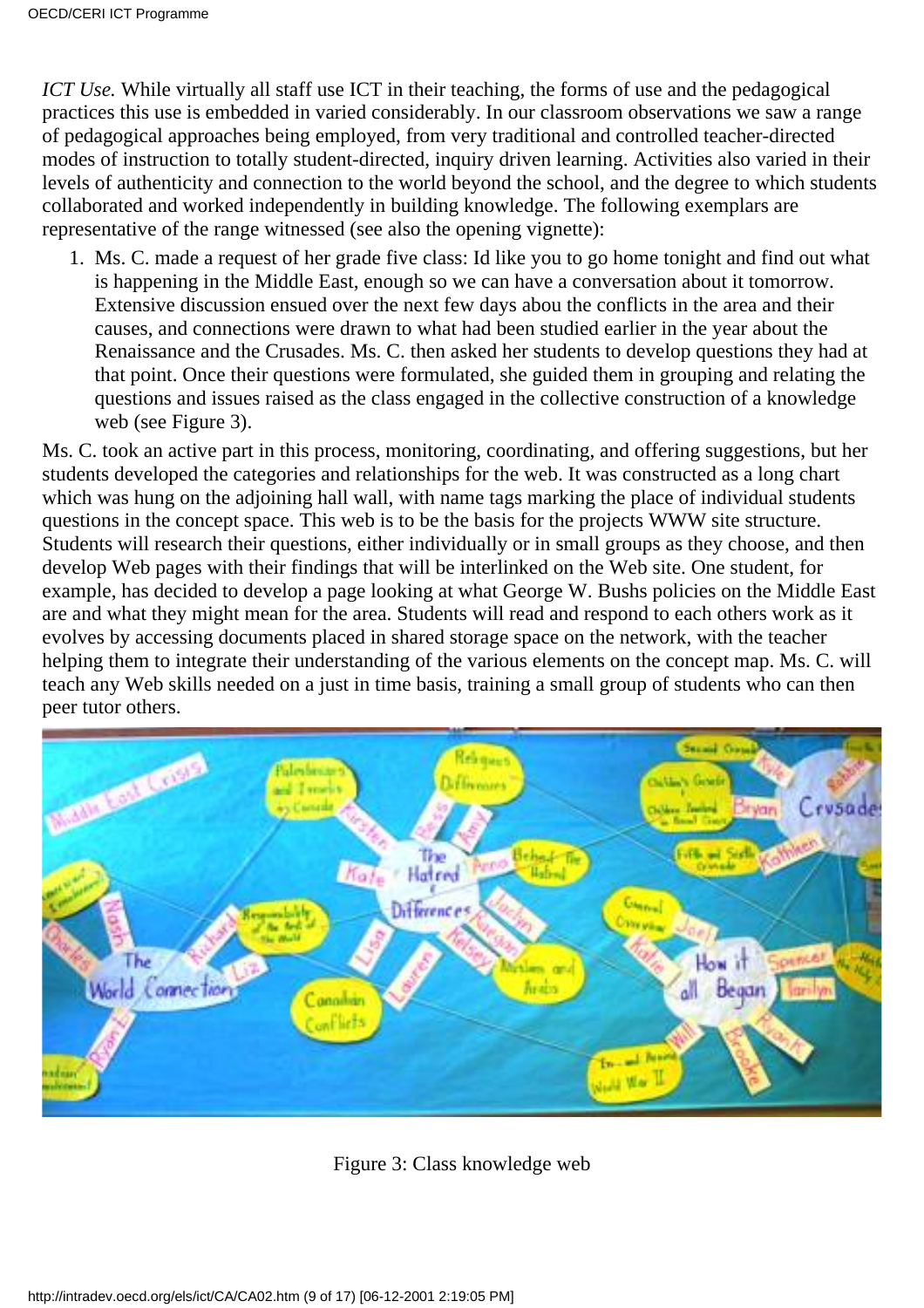*ICT Use.* While virtually all staff use ICT in their teaching, the forms of use and the pedagogical practices this use is embedded in varied considerably. In our classroom observations we saw a range of pedagogical approaches being employed, from very traditional and controlled teacher-directed modes of instruction to totally student-directed, inquiry driven learning. Activities also varied in their levels of authenticity and connection to the world beyond the school, and the degree to which students collaborated and worked independently in building knowledge. The following exemplars are representative of the range witnessed (see also the opening vignette):

1. Ms. C. made a request of her grade five class: Id like you to go home tonight and find out what is happening in the Middle East, enough so we can have a conversation about it tomorrow. Extensive discussion ensued over the next few days abou the conflicts in the area and their causes, and connections were drawn to what had been studied earlier in the year about the Renaissance and the Crusades. Ms. C. then asked her students to develop questions they had at that point. Once their questions were formulated, she guided them in grouping and relating the questions and issues raised as the class engaged in the collective construction of a knowledge web (see Figure 3).

Ms. C. took an active part in this process, monitoring, coordinating, and offering suggestions, but her students developed the categories and relationships for the web. It was constructed as a long chart which was hung on the adjoining hall wall, with name tags marking the place of individual students questions in the concept space. This web is to be the basis for the projects WWW site structure. Students will research their questions, either individually or in small groups as they choose, and then develop Web pages with their findings that will be interlinked on the Web site. One student, for example, has decided to develop a page looking at what George W. Bushs policies on the Middle East are and what they might mean for the area. Students will read and respond to each others work as it evolves by accessing documents placed in shared storage space on the network, with the teacher helping them to integrate their understanding of the various elements on the concept map. Ms. C. will teach any Web skills needed on a just in time basis, training a small group of students who can then peer tutor others.

Figure 3: Class knowledge web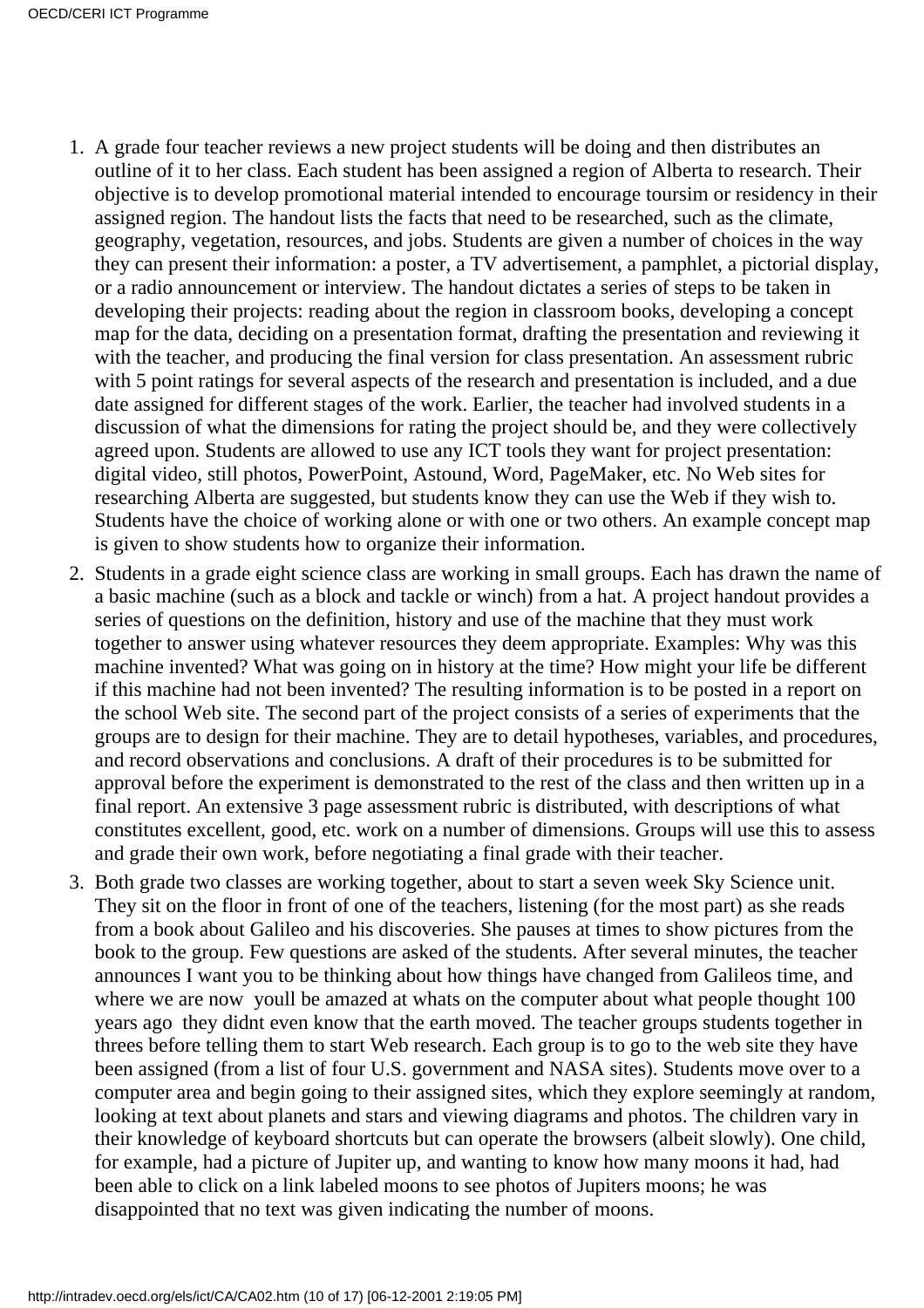1. A grade four teacher reviews a new project students will be doing and then distributes an outline of it to her class. Each student has been assigned a region of Alberta to research. Their objective is to develop promotional material intended to encourage toursim or residency in their assigned region. The handout lists the facts that need to be researched, such as the climate, geography, vegetation, resources, and jobs. Students are given a number of choices in the way they can present their information: a poster, a TV advertisement, a pamphlet, a pictorial display, or a radio announcement or interview. The handout dictates a series of steps to be taken in developing their projects: reading about the region in classroom books, developing a concept map for the data, deciding on a presentation format, drafting the presentation and reviewing it with the teacher, and producing the final version for class presentation. An assessment rubric with 5 point ratings for several aspects of the research and presentation is included, and a due date assigned for different stages of the work. Earlier, the teacher had involved students in a discussion of what the dimensions for rating the project should be, and they were collectively agreed upon. Students are allowed to use any ICT tools they want for project presentation: digital video, still photos, PowerPoint, Astound, Word, PageMaker, etc. No Web sites for researching Alberta are suggested, but students know they can use the Web if they wish to. Students have the choice of working alone or with one or two others. An example concept map is given to show students how to organize their information.
2. Students in a grade eight science class are working in small groups. Each has drawn the name of a basic machine (such as a block and tackle or winch) from a hat. A project handout provides a series of questions on the definition, history and use of the machine that they must work together to answer using whatever resources they deem appropriate. Examples: Why was this machine invented? What was going on in history at the time? How might your life be different if this machine had not been invented? The resulting information is to be posted in a report on the school Web site. The second part of the project consists of a series of experiments that the groups are to design for their machine. They are to detail hypotheses, variables, and procedures, and record observations and conclusions. A draft of their procedures is to be submitted for approval before the experiment is demonstrated to the rest of the class and then written up in a final report. An extensive 3 page assessment rubric is distributed, with descriptions of what constitutes excellent, good, etc. work on a number of dimensions. Groups will use this to assess and grade their own work, before negotiating a final grade with their teacher.
3. Both grade two classes are working together, about to start a seven week Sky Science unit. They sit on the floor in front of one of the teachers, listening (for the most part) as she reads from a book about Galileo and his discoveries. She pauses at times to show pictures from the book to the group. Few questions are asked of the students. After several minutes, the teacher announces I want you to be thinking about how things have changed from Galileos time, and where we are now youll be amazed at whats on the computer about what people thought 100 years ago they didnt even know that the earth moved. The teacher groups students together in threes before telling them to start Web research. Each group is to go to the web site they have been assigned (from a list of four U.S. government and NASA sites). Students move over to a computer area and begin going to their assigned sites, which they explore seemingly at random, looking at text about planets and stars and viewing diagrams and photos. The children vary in their knowledge of keyboard shortcuts but can operate the browsers (albeit slowly). One child, for example, had a picture of Jupiter up, and wanting to know how many moons it had, had been able to click on a link labeled moons to see photos of Jupiters moons; he was disappointed that no text was given indicating the number of moons.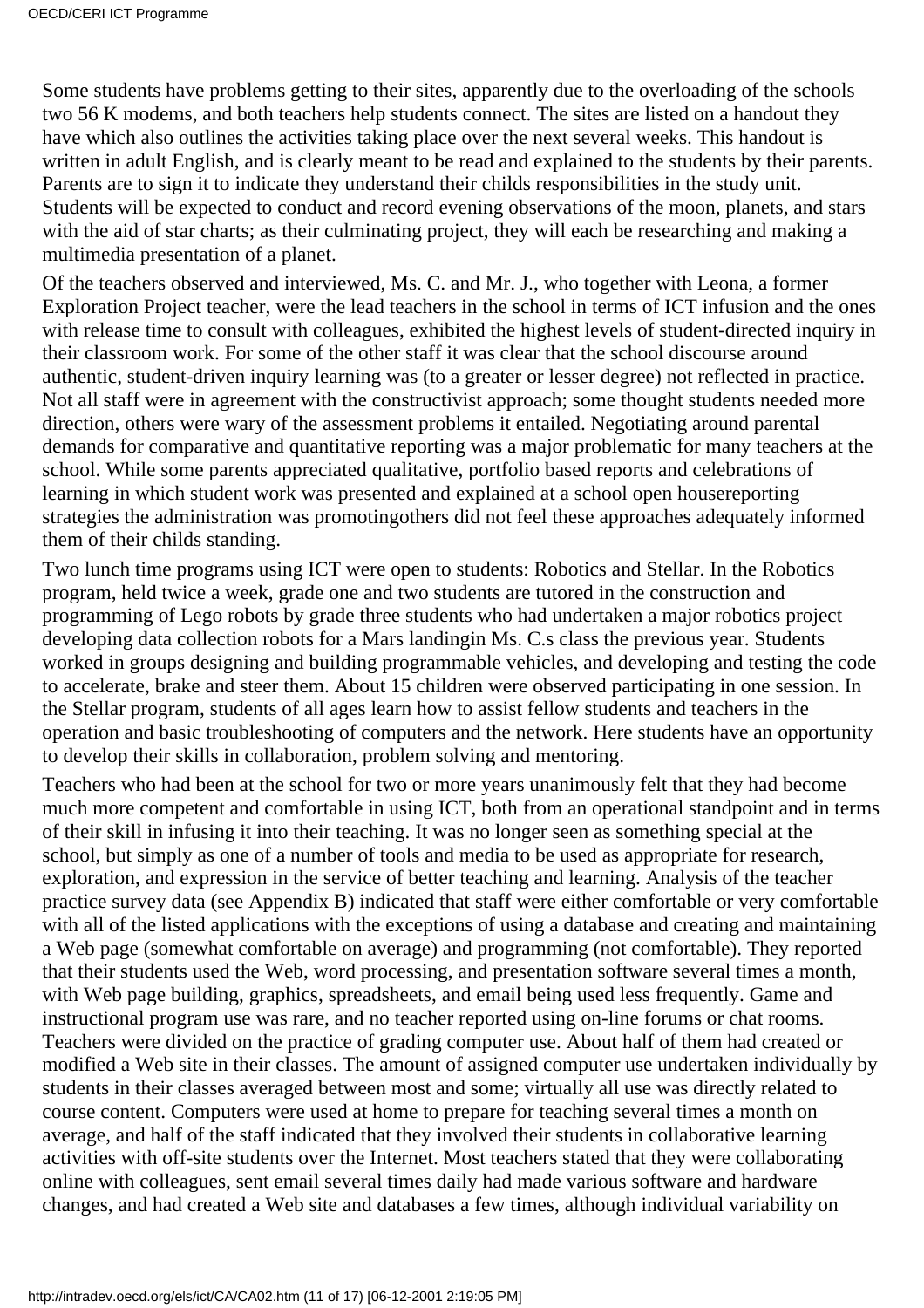Some students have problems getting to their sites, apparently due to the overloading of the schools two 56 K modems, and both teachers help students connect. The sites are listed on a handout they have which also outlines the activities taking place over the next several weeks. This handout is written in adult English, and is clearly meant to be read and explained to the students by their parents. Parents are to sign it to indicate they understand their childs responsibilities in the study unit. Students will be expected to conduct and record evening observations of the moon, planets, and stars with the aid of star charts; as their culminating project, they will each be researching and making a multimedia presentation of a planet.

Of the teachers observed and interviewed, Ms. C. and Mr. J., who together with Leona, a former Exploration Project teacher, were the lead teachers in the school in terms of ICT infusion and the ones with release time to consult with colleagues, exhibited the highest levels of student-directed inquiry in their classroom work. For some of the other staff it was clear that the school discourse around authentic, student-driven inquiry learning was (to a greater or lesser degree) not reflected in practice. Not all staff were in agreement with the constructivist approach; some thought students needed more direction, others were wary of the assessment problems it entailed. Negotiating around parental demands for comparative and quantitative reporting was a major problematic for many teachers at the school. While some parents appreciated qualitative, portfolio based reports and celebrations of learning in which student work was presented and explained at a school open housereporting strategies the administration was promotingothers did not feel these approaches adequately informed them of their childs standing.

Two lunch time programs using ICT were open to students: Robotics and Stellar. In the Robotics program, held twice a week, grade one and two students are tutored in the construction and programming of Lego robots by grade three students who had undertaken a major robotics project developing data collection robots for a Mars landingin Ms. C.s class the previous year. Students worked in groups designing and building programmable vehicles, and developing and testing the code to accelerate, brake and steer them. About 15 children were observed participating in one session. In the Stellar program, students of all ages learn how to assist fellow students and teachers in the operation and basic troubleshooting of computers and the network. Here students have an opportunity to develop their skills in collaboration, problem solving and mentoring.

Teachers who had been at the school for two or more years unanimously felt that they had become much more competent and comfortable in using ICT, both from an operational standpoint and in terms of their skill in infusing it into their teaching. It was no longer seen as something special at the school, but simply as one of a number of tools and media to be used as appropriate for research, exploration, and expression in the service of better teaching and learning. Analysis of the teacher practice survey data (see Appendix B) indicated that staff were either comfortable or very comfortable with all of the listed applications with the exceptions of using a database and creating and maintaining a Web page (somewhat comfortable on average) and programming (not comfortable). They reported that their students used the Web, word processing, and presentation software several times a month, with Web page building, graphics, spreadsheets, and email being used less frequently. Game and instructional program use was rare, and no teacher reported using on-line forums or chat rooms. Teachers were divided on the practice of grading computer use. About half of them had created or modified a Web site in their classes. The amount of assigned computer use undertaken individually by students in their classes averaged between most and some; virtually all use was directly related to course content. Computers were used at home to prepare for teaching several times a month on average, and half of the staff indicated that they involved their students in collaborative learning activities with off-site students over the Internet. Most teachers stated that they were collaborating online with colleagues, sent email several times daily had made various software and hardware changes, and had created a Web site and databases a few times, although individual variability on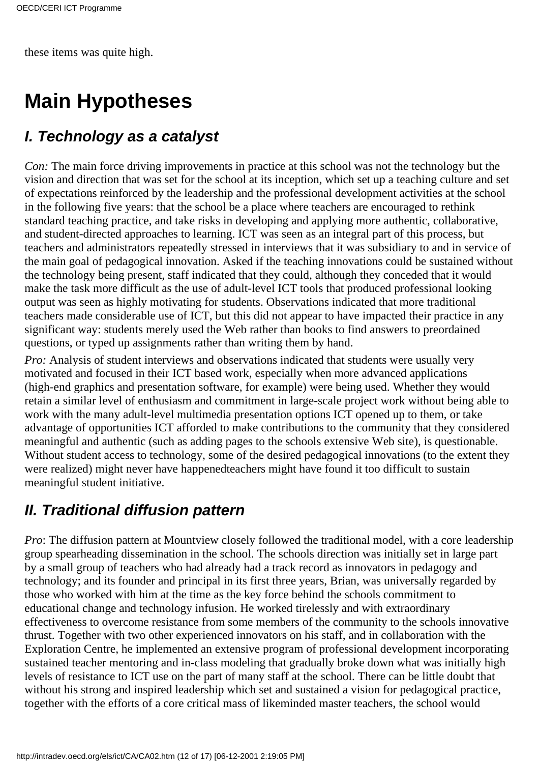these items was quite high.

# Main Hypotheses

## *I. Technology as a catalyst*

*Con:* The main force driving improvements in practice at this school was not the technology but the vision and direction that was set for the school at its inception, which set up a teaching culture and set of expectations reinforced by the leadership and the professional development activities at the school in the following five years: that the school be a place where teachers are encouraged to rethink standard teaching practice, and take risks in developing and applying more authentic, collaborative, and student-directed approaches to learning. ICT was seen as an integral part of this process, but teachers and administrators repeatedly stressed in interviews that it was subsidiary to and in service of the main goal of pedagogical innovation. Asked if the teaching innovations could be sustained without the technology being present, staff indicated that they could, although they conceded that it would make the task more difficult as the use of adult-level ICT tools that produced professional looking output was seen as highly motivating for students. Observations indicated that more traditional teachers made considerable use of ICT, but this did not appear to have impacted their practice in any significant way: students merely used the Web rather than books to find answers to preordained questions, or typed up assignments rather than writing them by hand.

*Pro:* Analysis of student interviews and observations indicated that students were usually very motivated and focused in their ICT based work, especially when more advanced applications (high-end graphics and presentation software, for example) were being used. Whether they would retain a similar level of enthusiasm and commitment in large-scale project work without being able to work with the many adult-level multimedia presentation options ICT opened up to them, or take advantage of opportunities ICT afforded to make contributions to the community that they considered meaningful and authentic (such as adding pages to the schools extensive Web site), is questionable. Without student access to technology, some of the desired pedagogical innovations (to the extent they were realized) might never have happenedteachers might have found it too difficult to sustain meaningful student initiative.

## *II. Traditional diffusion pattern*

*Pro*: The diffusion pattern at Mountview closely followed the traditional model, with a core leadership group spearheading dissemination in the school. The schools direction was initially set in large part by a small group of teachers who had already had a track record as innovators in pedagogy and technology; and its founder and principal in its first three years, Brian, was universally regarded by those who worked with him at the time as the key force behind the schools commitment to educational change and technology infusion. He worked tirelessly and with extraordinary effectiveness to overcome resistance from some members of the community to the schools innovative thrust. Together with two other experienced innovators on his staff, and in collaboration with the Exploration Centre, he implemented an extensive program of professional development incorporating sustained teacher mentoring and in-class modeling that gradually broke down what was initially high levels of resistance to ICT use on the part of many staff at the school. There can be little doubt that without his strong and inspired leadership which set and sustained a vision for pedagogical practice, together with the efforts of a core critical mass of likeminded master teachers, the school would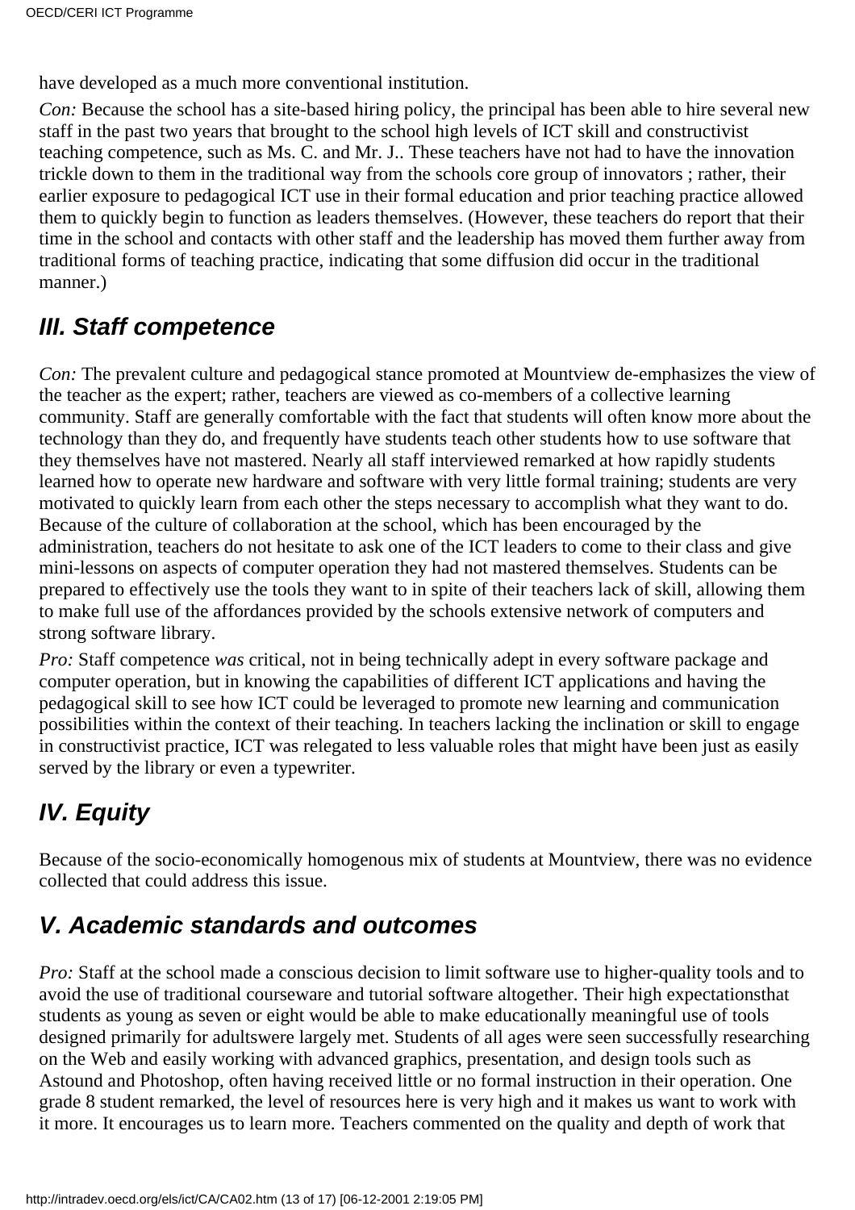have developed as a much more conventional institution.

*Con:* Because the school has a site-based hiring policy, the principal has been able to hire several new staff in the past two years that brought to the school high levels of ICT skill and constructivist teaching competence, such as Ms. C. and Mr. J.. These teachers have not had to have the innovation trickle down to them in the traditional way from the schools core group of innovators ; rather, their earlier exposure to pedagogical ICT use in their formal education and prior teaching practice allowed them to quickly begin to function as leaders themselves. (However, these teachers do report that their time in the school and contacts with other staff and the leadership has moved them further away from traditional forms of teaching practice, indicating that some diffusion did occur in the traditional manner.)

## III. Staff competence

*Con:* The prevalent culture and pedagogical stance promoted at Mountview de-emphasizes the view of the teacher as the expert; rather, teachers are viewed as co-members of a collective learning community. Staff are generally comfortable with the fact that students will often know more about the technology than they do, and frequently have students teach other students how to use software that they themselves have not mastered. Nearly all staff interviewed remarked at how rapidly students learned how to operate new hardware and software with very little formal training; students are very motivated to quickly learn from each other the steps necessary to accomplish what they want to do. Because of the culture of collaboration at the school, which has been encouraged by the administration, teachers do not hesitate to ask one of the ICT leaders to come to their class and give mini-lessons on aspects of computer operation they had not mastered themselves. Students can be prepared to effectively use the tools they want to in spite of their teachers lack of skill, allowing them to make full use of the affordances provided by the schools extensive network of computers and strong software library.

*Pro:* Staff competence *was* critical, not in being technically adept in every software package and computer operation, but in knowing the capabilities of different ICT applications and having the pedagogical skill to see how ICT could be leveraged to promote new learning and communication possibilities within the context of their teaching. In teachers lacking the inclination or skill to engage in constructivist practice, ICT was relegated to less valuable roles that might have been just as easily served by the library or even a typewriter.

## IV. Equity

Because of the socio-economically homogenous mix of students at Mountview, there was no evidence collected that could address this issue.

## V. Academic standards and outcomes

*Pro:* Staff at the school made a conscious decision to limit software use to higher-quality tools and to avoid the use of traditional courseware and tutorial software altogether. Their high expectationsthat students as young as seven or eight would be able to make educationally meaningful use of tools designed primarily for adultswere largely met. Students of all ages were seen successfully researching on the Web and easily working with advanced graphics, presentation, and design tools such as Astound and Photoshop, often having received little or no formal instruction in their operation. One grade 8 student remarked, the level of resources here is very high and it makes us want to work with it more. It encourages us to learn more. Teachers commented on the quality and depth of work that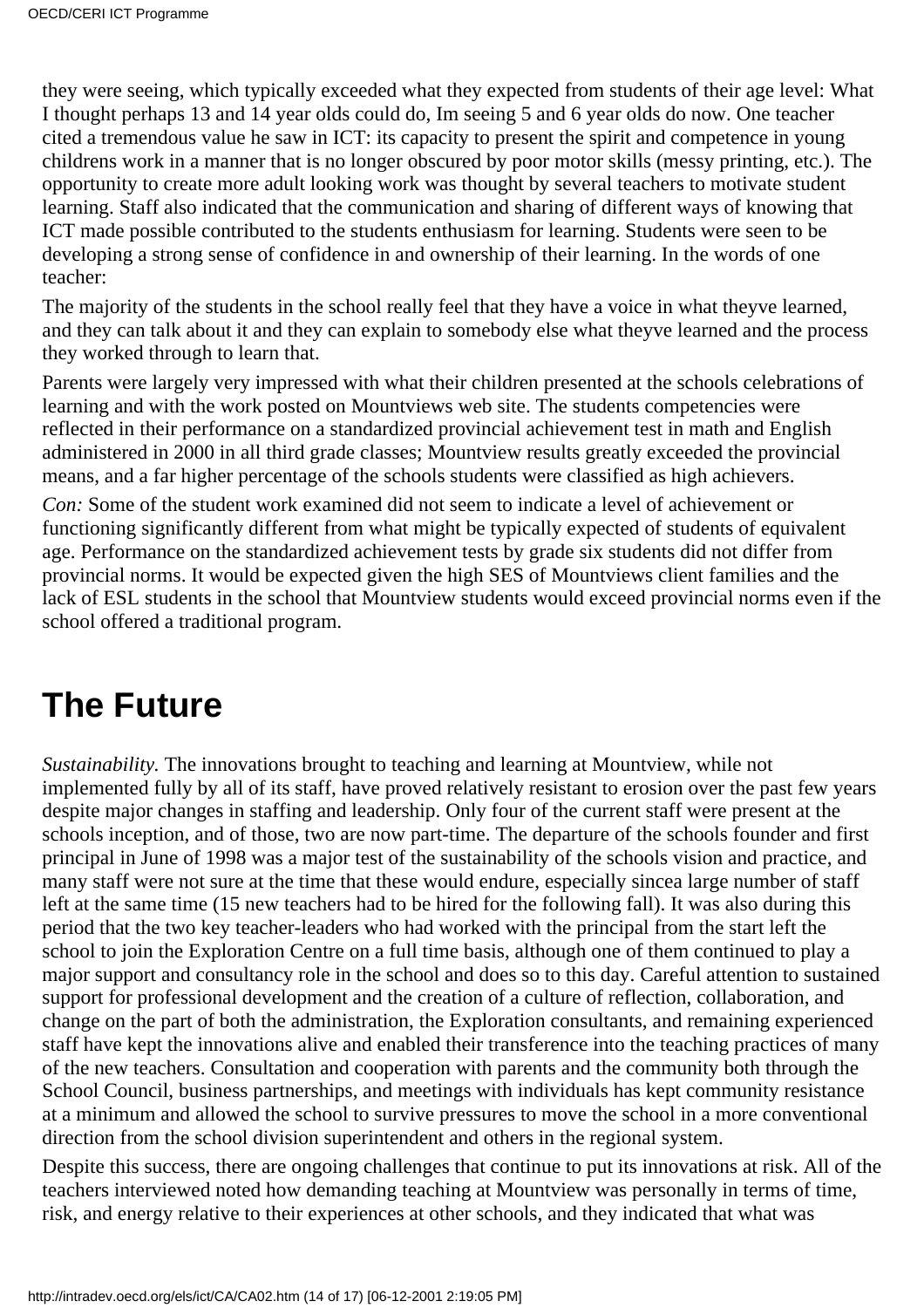they were seeing, which typically exceeded what they expected from students of their age level: What I thought perhaps 13 and 14 year olds could do, Im seeing 5 and 6 year olds do now. One teacher cited a tremendous value he saw in ICT: its capacity to present the spirit and competence in young childrens work in a manner that is no longer obscured by poor motor skills (messy printing, etc.). The opportunity to create more adult looking work was thought by several teachers to motivate student learning. Staff also indicated that the communication and sharing of different ways of knowing that ICT made possible contributed to the students enthusiasm for learning. Students were seen to be developing a strong sense of confidence in and ownership of their learning. In the words of one teacher:

The majority of the students in the school really feel that they have a voice in what theyve learned, and they can talk about it and they can explain to somebody else what theyve learned and the process they worked through to learn that.

Parents were largely very impressed with what their children presented at the schools celebrations of learning and with the work posted on Mountviews web site. The students competencies were reflected in their performance on a standardized provincial achievement test in math and English administered in 2000 in all third grade classes; Mountview results greatly exceeded the provincial means, and a far higher percentage of the schools students were classified as high achievers.

*Con:* Some of the student work examined did not seem to indicate a level of achievement or functioning significantly different from what might be typically expected of students of equivalent age. Performance on the standardized achievement tests by grade six students did not differ from provincial norms. It would be expected given the high SES of Mountviews client families and the lack of ESL students in the school that Mountview students would exceed provincial norms even if the school offered a traditional program.

# The Future

*Sustainability.* The innovations brought to teaching and learning at Mountview, while not implemented fully by all of its staff, have proved relatively resistant to erosion over the past few years despite major changes in staffing and leadership. Only four of the current staff were present at the schools inception, and of those, two are now part-time. The departure of the schools founder and first principal in June of 1998 was a major test of the sustainability of the schools vision and practice, and many staff were not sure at the time that these would endure, especially sincea large number of staff left at the same time (15 new teachers had to be hired for the following fall). It was also during this period that the two key teacher-leaders who had worked with the principal from the start left the school to join the Exploration Centre on a full time basis, although one of them continued to play a major support and consultancy role in the school and does so to this day. Careful attention to sustained support for professional development and the creation of a culture of reflection, collaboration, and change on the part of both the administration, the Exploration consultants, and remaining experienced staff have kept the innovations alive and enabled their transference into the teaching practices of many of the new teachers. Consultation and cooperation with parents and the community both through the School Council, business partnerships, and meetings with individuals has kept community resistance at a minimum and allowed the school to survive pressures to move the school in a more conventional direction from the school division superintendent and others in the regional system.

Despite this success, there are ongoing challenges that continue to put its innovations at risk. All of the teachers interviewed noted how demanding teaching at Mountview was personally in terms of time, risk, and energy relative to their experiences at other schools, and they indicated that what was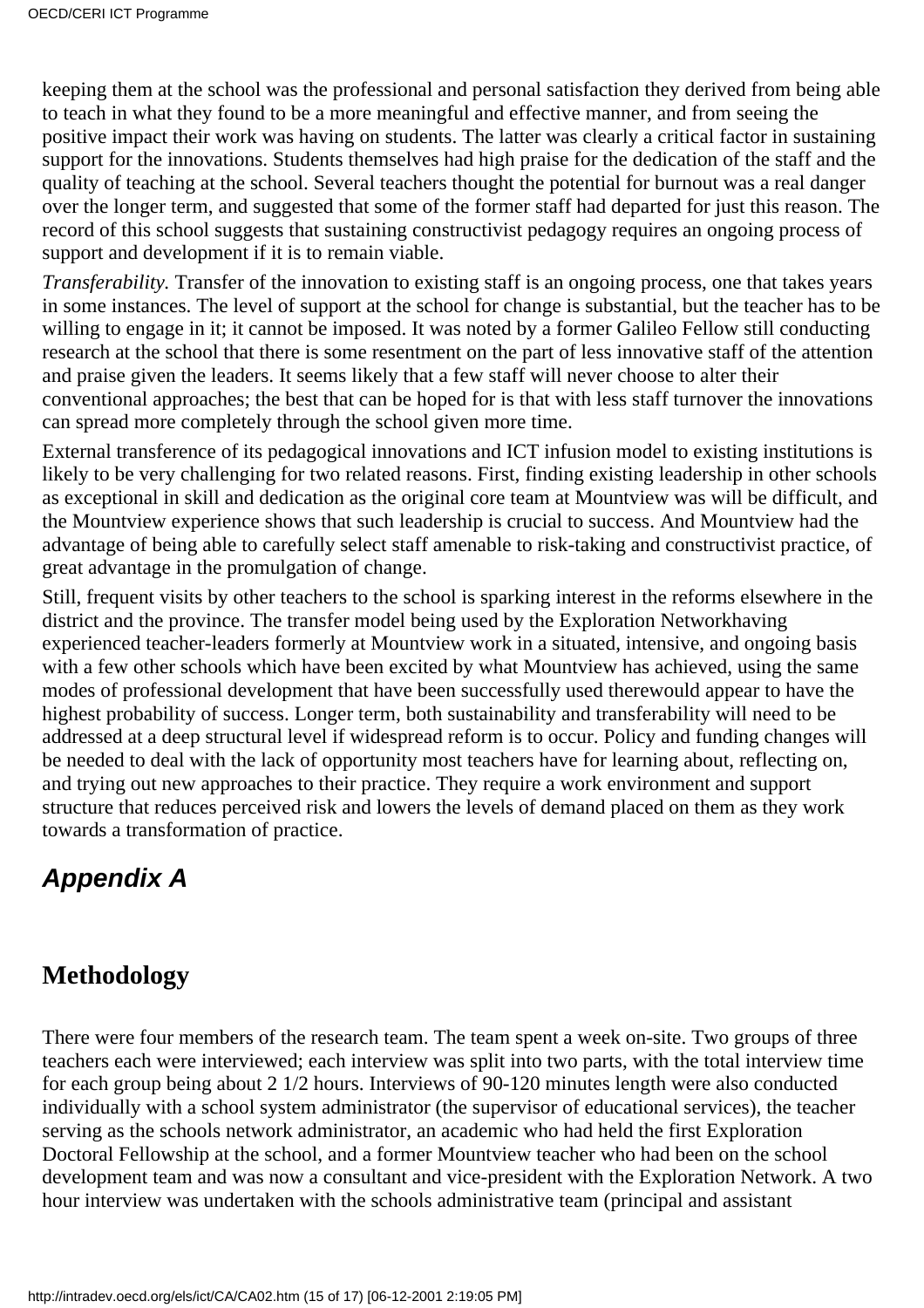keeping them at the school was the professional and personal satisfaction they derived from being able to teach in what they found to be a more meaningful and effective manner, and from seeing the positive impact their work was having on students. The latter was clearly a critical factor in sustaining support for the innovations. Students themselves had high praise for the dedication of the staff and the quality of teaching at the school. Several teachers thought the potential for burnout was a real danger over the longer term, and suggested that some of the former staff had departed for just this reason. The record of this school suggests that sustaining constructivist pedagogy requires an ongoing process of support and development if it is to remain viable.

*Transferability.* Transfer of the innovation to existing staff is an ongoing process, one that takes years in some instances. The level of support at the school for change is substantial, but the teacher has to be willing to engage in it; it cannot be imposed. It was noted by a former Galileo Fellow still conducting research at the school that there is some resentment on the part of less innovative staff of the attention and praise given the leaders. It seems likely that a few staff will never choose to alter their conventional approaches; the best that can be hoped for is that with less staff turnover the innovations can spread more completely through the school given more time.

External transference of its pedagogical innovations and ICT infusion model to existing institutions is likely to be very challenging for two related reasons. First, finding existing leadership in other schools as exceptional in skill and dedication as the original core team at Mountview was will be difficult, and the Mountview experience shows that such leadership is crucial to success. And Mountview had the advantage of being able to carefully select staff amenable to risk-taking and constructivist practice, of great advantage in the promulgation of change.

Still, frequent visits by other teachers to the school is sparking interest in the reforms elsewhere in the district and the province. The transfer model being used by the Exploration Networkhaving experienced teacher-leaders formerly at Mountview work in a situated, intensive, and ongoing basis with a few other schools which have been excited by what Mountview has achieved, using the same modes of professional development that have been successfully used therewould appear to have the highest probability of success. Longer term, both sustainability and transferability will need to be addressed at a deep structural level if widespread reform is to occur. Policy and funding changes will be needed to deal with the lack of opportunity most teachers have for learning about, reflecting on, and trying out new approaches to their practice. They require a work environment and support structure that reduces perceived risk and lowers the levels of demand placed on them as they work towards a transformation of practice.

## *Appendix A*

## Methodology

There were four members of the research team. The team spent a week on-site. Two groups of three teachers each were interviewed; each interview was split into two parts, with the total interview time for each group being about 2 1/2 hours. Interviews of 90-120 minutes length were also conducted individually with a school system administrator (the supervisor of educational services), the teacher serving as the schools network administrator, an academic who had held the first Exploration Doctoral Fellowship at the school, and a former Mountview teacher who had been on the school development team and was now a consultant and vice-president with the Exploration Network. A two hour interview was undertaken with the schools administrative team (principal and assistant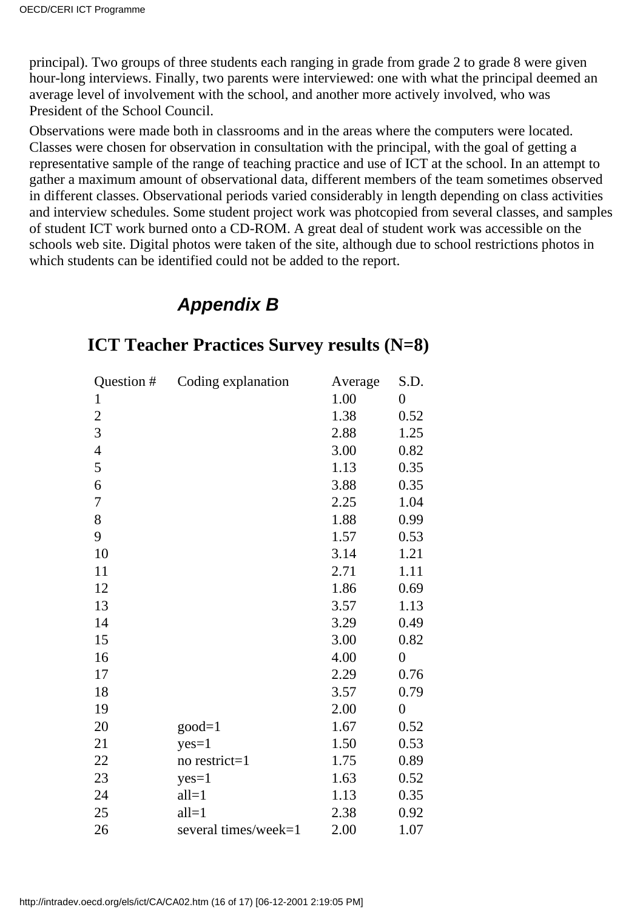principal). Two groups of three students each ranging in grade from grade 2 to grade 8 were given hour-long interviews. Finally, two parents were interviewed: one with what the principal deemed an average level of involvement with the school, and another more actively involved, who was President of the School Council.

Observations were made both in classrooms and in the areas where the computers were located. Classes were chosen for observation in consultation with the principal, with the goal of getting a representative sample of the range of teaching practice and use of ICT at the school. In an attempt to gather a maximum amount of observational data, different members of the team sometimes observed in different classes. Observational periods varied considerably in length depending on class activities and interview schedules. Some student project work was photcopied from several classes, and samples of student ICT work burned onto a CD-ROM. A great deal of student work was accessible on the schools web site. Digital photos were taken of the site, although due to school restrictions photos in which students can be identified could not be added to the report.

## *Appendix B*

## ICT Teacher Practices Survey results (N=8)

| Question # | Coding explanation | Average | S.D. |
|---|---|---|---|
| 1 | | 1.00 | 0 |
| 2 | | 1.38 | 0.52 |
| 3 | | 2.88 | 1.25 |
| 4 | | 3.00 | 0.82 |
| 5 | | 1.13 | 0.35 |
| 6 | | 3.88 | 0.35 |
| 7 | | 2.25 | 1.04 |
| 8 | | 1.88 | 0.99 |
| 9 | | 1.57 | 0.53 |
| 10 | | 3.14 | 1.21 |
| 11 | | 2.71 | 1.11 |
| 12 | | 1.86 | 0.69 |
| 13 | | 3.57 | 1.13 |
| 14 | | 3.29 | 0.49 |
| 15 | | 3.00 | 0.82 |
| 16 | | 4.00 | 0 |
| 17 | | 2.29 | 0.76 |
| 18 | | 3.57 | 0.79 |
| 19 | | 2.00 | 0 |
| 20 | good=1 | 1.67 | 0.52 |
| 21 | yes=1 | 1.50 | 0.53 |
| 22 | no restrict=1 | 1.75 | 0.89 |
| 23 | yes=1 | 1.63 | 0.52 |
| 24 | all=1 | 1.13 | 0.35 |
| 25 | all=1 | 2.38 | 0.92 |
| 26 | several times/week=1 | 2.00 | 1.07 |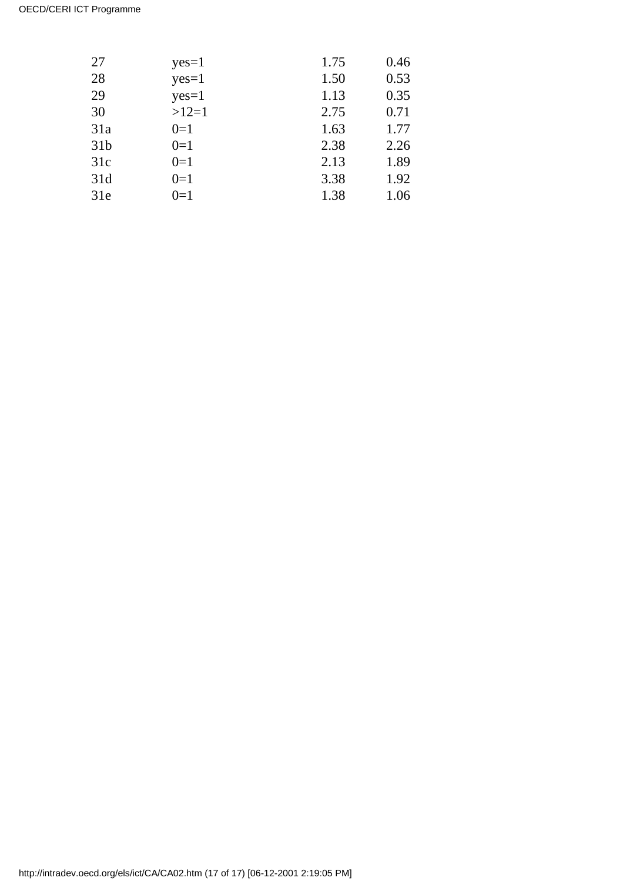| | | | |
|---|---|---|---|
| 27 | yes=1 | 1.75 | 0.46 |
| 28 | yes=1 | 1.50 | 0.53 |
| 29 | yes=1 | 1.13 | 0.35 |
| 30 | >12=1 | 2.75 | 0.71 |
| 31a | 0=1 | 1.63 | 1.77 |
| 31b | 0=1 | 2.38 | 2.26 |
| 31c | 0=1 | 2.13 | 1.89 |
| 31d | 0=1 | 3.38 | 1.92 |
| 31e | 0=1 | 1.38 | 1.06 |